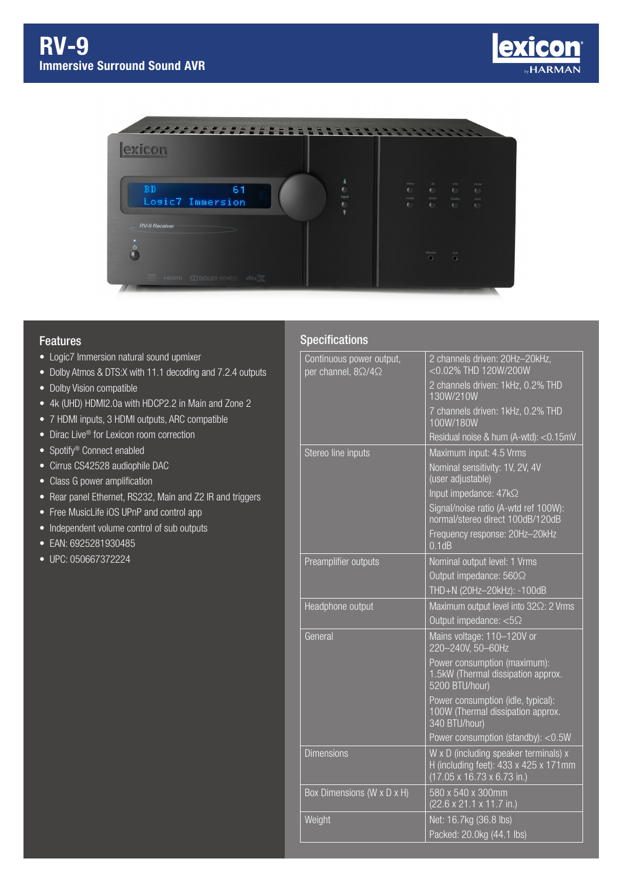# RV-9

## Immersive Surround Sound AVR

## Features

- Logic7 Immersion natural sound upmixer
- Dolby Atmos & DTS:X with 11.1 decoding and 7.2.4 outputs
- Dolby Vision compatible
- 4k (UHD) HDMI2.0a with HDCP2.2 in Main and Zone 2
- 7 HDMI inputs, 3 HDMI outputs, ARC compatible
- Dirac Live® for Lexicon room correction
- Spotify® Connect enabled
- Cirrus CS42528 audiophile DAC
- Class G power amplification
- Rear panel Ethernet, RS232, Main and Z2 IR and triggers
- Free MusicLife iOS UPnP and control app
- Independent volume control of sub outputs
- EAN: 6925281930485
- UPC: 050667372224

## Specifications

| | |
|---|---|
| Continuous power output, per channel, 8Ω/4Ω | 2 channels driven: 20Hz–20kHz, <0.02% THD 120W/200W |
| | 2 channels driven: 1kHz, 0.2% THD 130W/210W |
| | 7 channels driven: 1kHz, 0.2% THD 100W/180W |
| | Residual noise & hum (A-wtd): <0.15mV |
| Stereo line inputs | Maximum input: 4.5 Vrms |
| | Nominal sensitivity: 1V, 2V, 4V (user adjustable) |
| | Input impedance: 47kΩ |
| | Signal/noise ratio (A-wtd ref 100W): normal/stereo direct 100dB/120dB |
| | Frequency response: 20Hz–20kHz 0.1dB |
| Preamplifier outputs | Nominal output level: 1 Vrms |
| | Output impedance: 560Ω |
| | THD+N (20Hz–20kHz): -100dB |
| Headphone output | Maximum output level into 32Ω: 2 Vrms |
| | Output impedance: <5Ω |
| General | Mains voltage: 110–120V or 220–240V, 50–60Hz |
| | Power consumption (maximum): 1.5kW (Thermal dissipation approx. 5200 BTU/hour) |
| | Power consumption (idle, typical): 100W (Thermal dissipation approx. 340 BTU/hour) |
| | Power consumption (standby): <0.5W |
| Dimensions | W x D (including speaker terminals) x H (including feet): 433 x 425 x 171mm (17.05 x 16.73 x 6.73 in.) |
| Box Dimensions (W x D x H) | 580 x 540 x 300mm (22.6 x 21.1 x 11.7 in.) |
| Weight | Net: 16.7kg (36.8 lbs) |
| | Packed: 20.0kg (44.1 lbs) |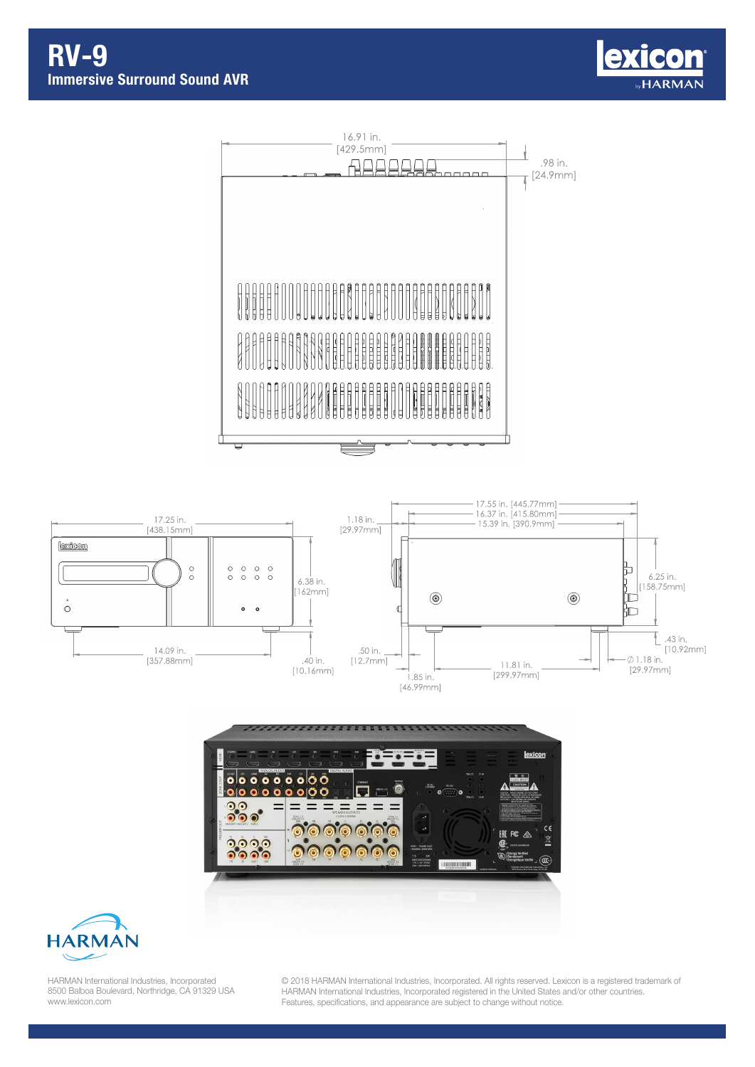# RV-9

## Immersive Surround Sound AVR

16.91 in.
[429.5mm]

.98 in.
[24.9mm]

17.25 in.
[438.15mm]

6.38 in.
[162mm]

14.09 in.
[357.88mm]

.40 in.
[10.16mm]

1.18 in.
[29.97mm]

17.55 in. [445.77mm]
16.37 in. [415.80mm]
15.39 in. [390.9mm]

6.25 in.
[158.75mm]

.43 in.
[10.92mm]

.50 in.
[12.7mm]

1.85 in.
[46.99mm]

11.81 in.
[299.97mm]

∅ 1.18 in.
[29.97mm]

HARMAN International Industries, Incorporated
8500 Balboa Boulevard, Northridge, CA 91329 USA
www.lexicon.com

© 2018 HARMAN International Industries, Incorporated. All rights reserved. Lexicon is a registered trademark of HARMAN International Industries, Incorporated registered in the United States and/or other countries.
Features, specifications, and appearance are subject to change without notice.